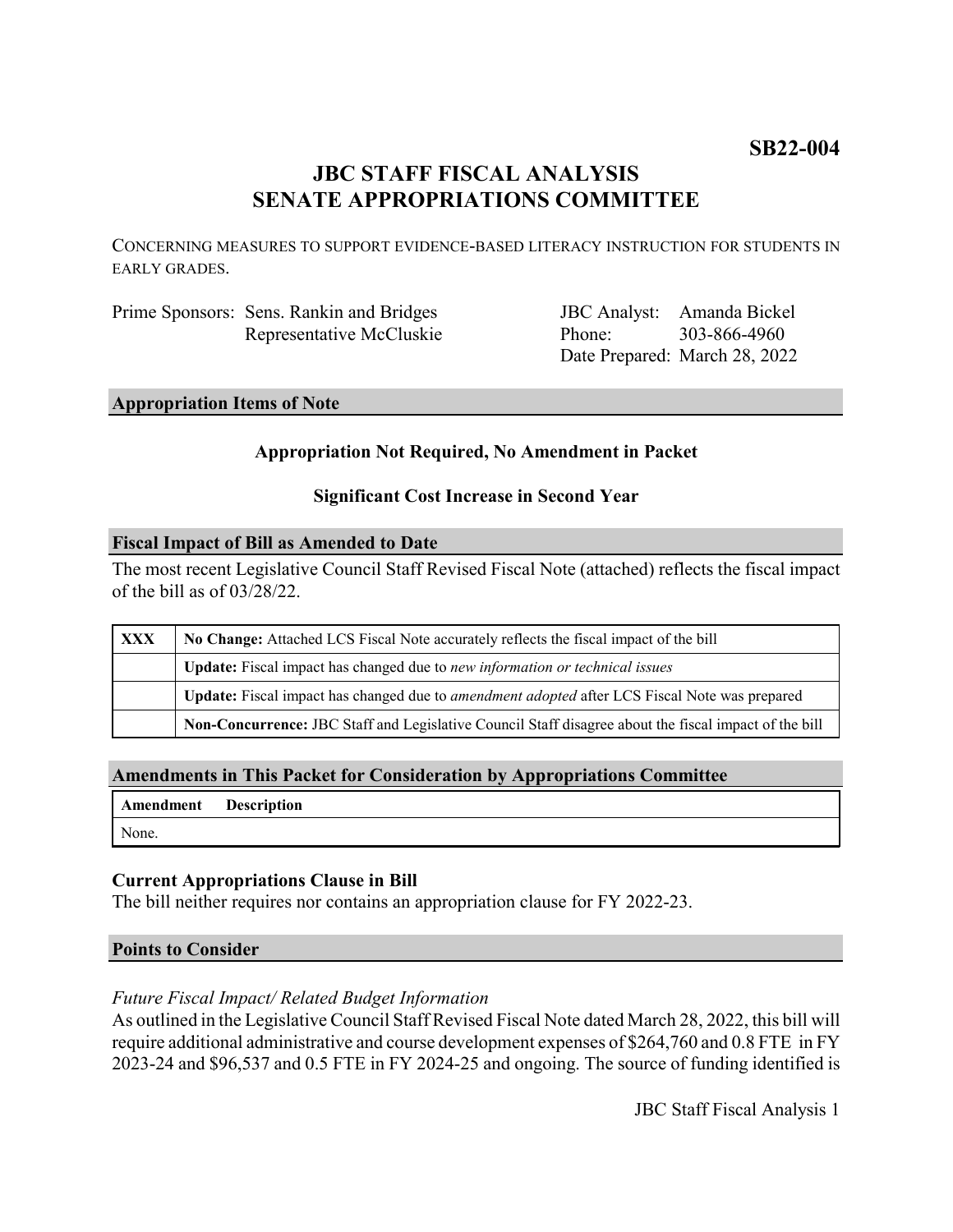**SB22-004**

# JBC STAFF FISCAL ANALYSIS
# SENATE APPROPRIATIONS COMMITTEE

CONCERNING MEASURES TO SUPPORT EVIDENCE-BASED LITERACY INSTRUCTION FOR STUDENTS IN EARLY GRADES.

Prime Sponsors: Sens. Rankin and Bridges
Representative McCluskie

JBC Analyst: Amanda Bickel
Phone: 303-866-4960
Date Prepared: March 28, 2022

## Appropriation Items of Note

**Appropriation Not Required, No Amendment in Packet**

**Significant Cost Increase in Second Year**

## Fiscal Impact of Bill as Amended to Date

The most recent Legislative Council Staff Revised Fiscal Note (attached) reflects the fiscal impact of the bill as of 03/28/22.

| | |
|---|---|
| XXX | **No Change:** Attached LCS Fiscal Note accurately reflects the fiscal impact of the bill |
| | **Update:** Fiscal impact has changed due to *new information or technical issues* |
| | **Update:** Fiscal impact has changed due to *amendment adopted* after LCS Fiscal Note was prepared |
| | **Non-Concurrence:** JBC Staff and Legislative Council Staff disagree about the fiscal impact of the bill |

## Amendments in This Packet for Consideration by Appropriations Committee

| Amendment | Description |
|---|---|
| None. | |

### Current Appropriations Clause in Bill

The bill neither requires nor contains an appropriation clause for FY 2022-23.

## Points to Consider

*Future Fiscal Impact/ Related Budget Information*

As outlined in the Legislative Council Staff Revised Fiscal Note dated March 28, 2022, this bill will require additional administrative and course development expenses of $264,760 and 0.8 FTE in FY 2023-24 and $96,537 and 0.5 FTE in FY 2024-25 and ongoing. The source of funding identified is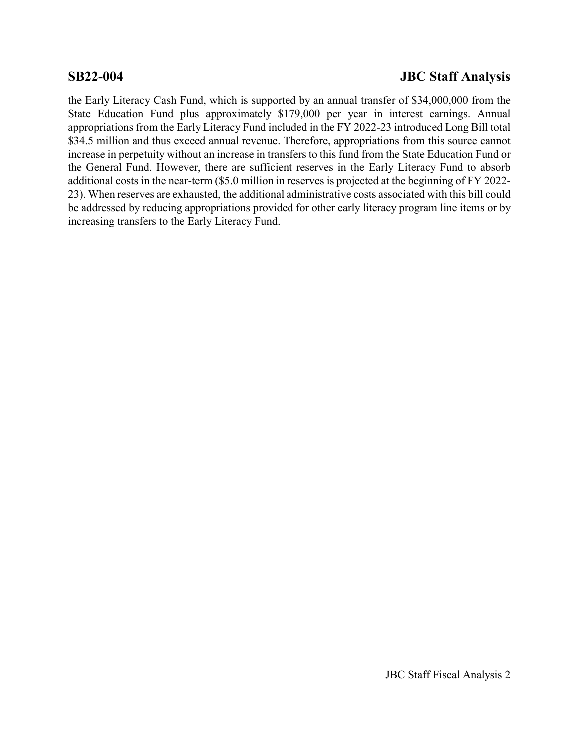the Early Literacy Cash Fund, which is supported by an annual transfer of $34,000,000 from the State Education Fund plus approximately $179,000 per year in interest earnings. Annual appropriations from the Early Literacy Fund included in the FY 2022-23 introduced Long Bill total $34.5 million and thus exceed annual revenue. Therefore, appropriations from this source cannot increase in perpetuity without an increase in transfers to this fund from the State Education Fund or the General Fund. However, there are sufficient reserves in the Early Literacy Fund to absorb additional costs in the near-term ($5.0 million in reserves is projected at the beginning of FY 2022-23). When reserves are exhausted, the additional administrative costs associated with this bill could be addressed by reducing appropriations provided for other early literacy program line items or by increasing transfers to the Early Literacy Fund.